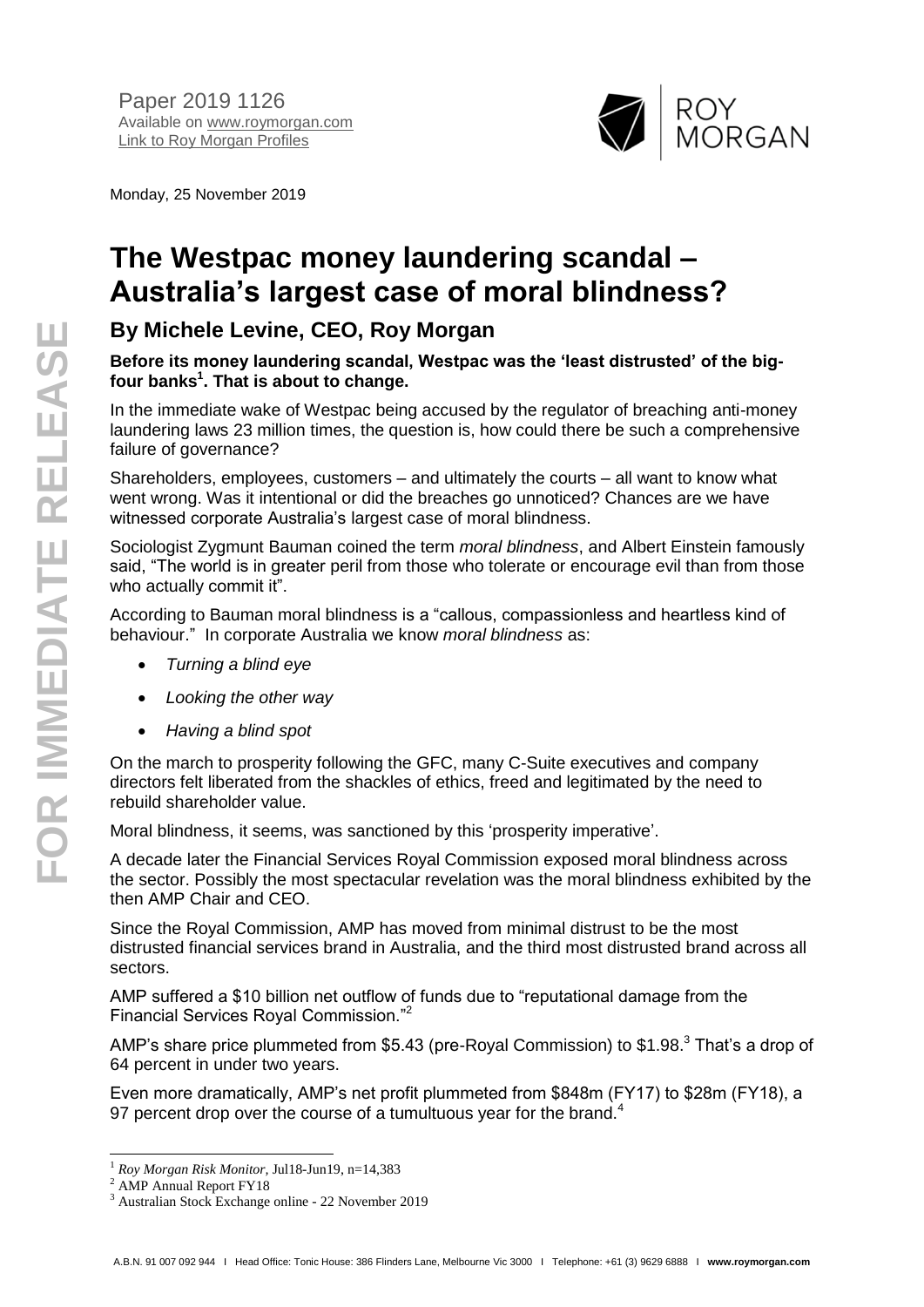Paper 2019 1126
Available on www.roymorgan.com
Link to Roy Morgan Profiles

Monday, 25 November 2019

# The Westpac money laundering scandal – Australia's largest case of moral blindness?

## By Michele Levine, CEO, Roy Morgan

**Before its money laundering scandal, Westpac was the 'least distrusted' of the big-four banks[1]. That is about to change.**

In the immediate wake of Westpac being accused by the regulator of breaching anti-money laundering laws 23 million times, the question is, how could there be such a comprehensive failure of governance?

Shareholders, employees, customers – and ultimately the courts – all want to know what went wrong. Was it intentional or did the breaches go unnoticed? Chances are we have witnessed corporate Australia's largest case of moral blindness.

Sociologist Zygmunt Bauman coined the term *moral blindness*, and Albert Einstein famously said, "The world is in greater peril from those who tolerate or encourage evil than from those who actually commit it".

According to Bauman moral blindness is a "callous, compassionless and heartless kind of behaviour." In corporate Australia we know *moral blindness* as:

- *Turning a blind eye*
- *Looking the other way*
- *Having a blind spot*

On the march to prosperity following the GFC, many C-Suite executives and company directors felt liberated from the shackles of ethics, freed and legitimated by the need to rebuild shareholder value.

Moral blindness, it seems, was sanctioned by this 'prosperity imperative'.

A decade later the Financial Services Royal Commission exposed moral blindness across the sector. Possibly the most spectacular revelation was the moral blindness exhibited by the then AMP Chair and CEO.

Since the Royal Commission, AMP has moved from minimal distrust to be the most distrusted financial services brand in Australia, and the third most distrusted brand across all sectors.

AMP suffered a $10 billion net outflow of funds due to "reputational damage from the Financial Services Royal Commission."[2]

AMP's share price plummeted from $5.43 (pre-Royal Commission) to $1.98.[3] That's a drop of 64 percent in under two years.

Even more dramatically, AMP's net profit plummeted from $848m (FY17) to $28m (FY18), a 97 percent drop over the course of a tumultuous year for the brand.[4]

---

[1] *Roy Morgan Risk Monitor*, Jul18-Jun19, n=14,383

[2] AMP Annual Report FY18

[3] Australian Stock Exchange online - 22 November 2019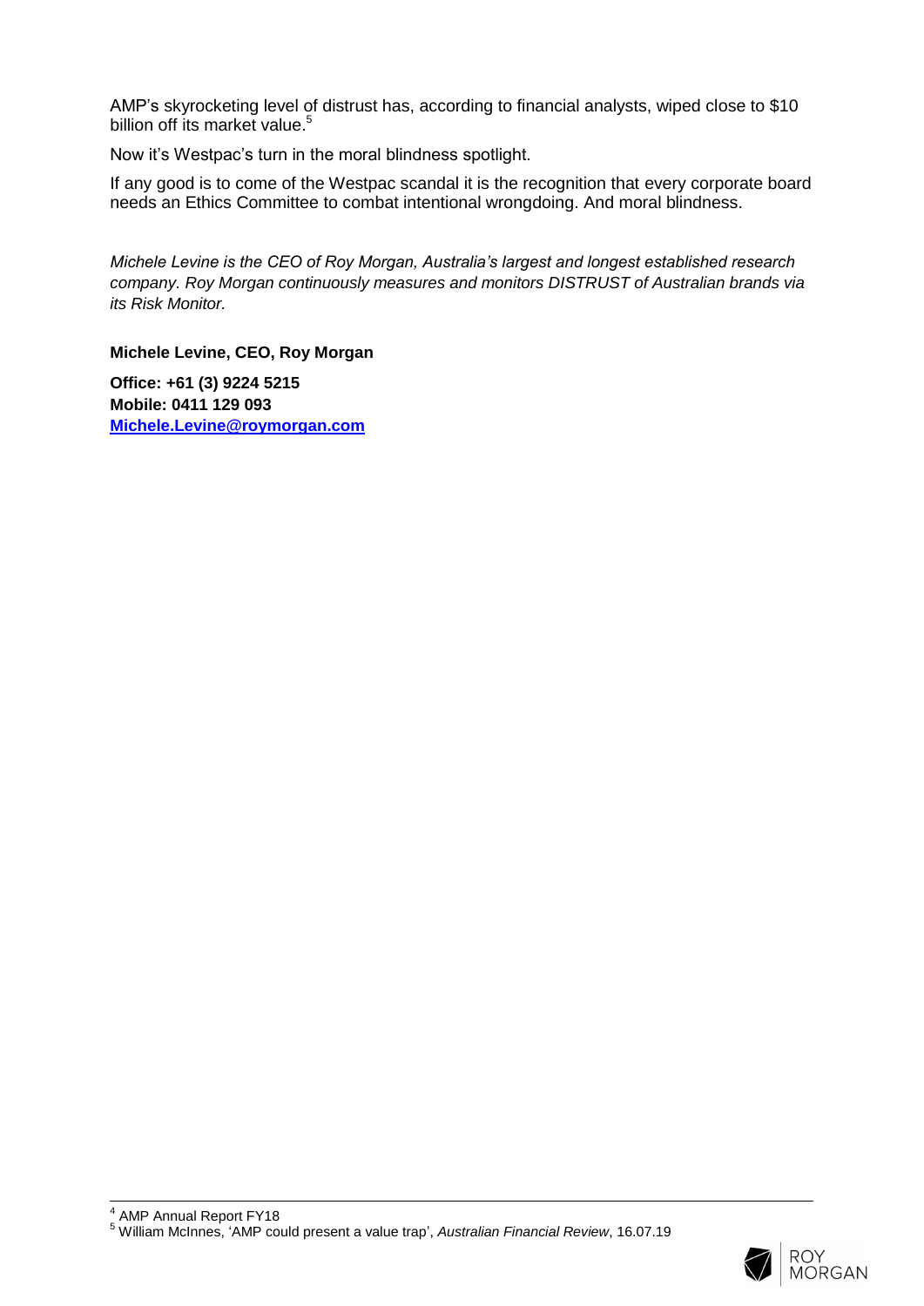AMP's skyrocketing level of distrust has, according to financial analysts, wiped close to $10 billion off its market value.[5]

Now it's Westpac's turn in the moral blindness spotlight.

If any good is to come of the Westpac scandal it is the recognition that every corporate board needs an Ethics Committee to combat intentional wrongdoing. And moral blindness.

*Michele Levine is the CEO of Roy Morgan, Australia's largest and longest established research company. Roy Morgan continuously measures and monitors DISTRUST of Australian brands via its Risk Monitor.*

**Michele Levine, CEO, Roy Morgan**

**Office: +61 (3) 9224 5215**
**Mobile: 0411 129 093**
**[Michele.Levine@roymorgan.com](mailto:Michele.Levine@roymorgan.com)**

---

[4] AMP Annual Report FY18

[5] William McInnes, 'AMP could present a value trap', *Australian Financial Review*, 16.07.19